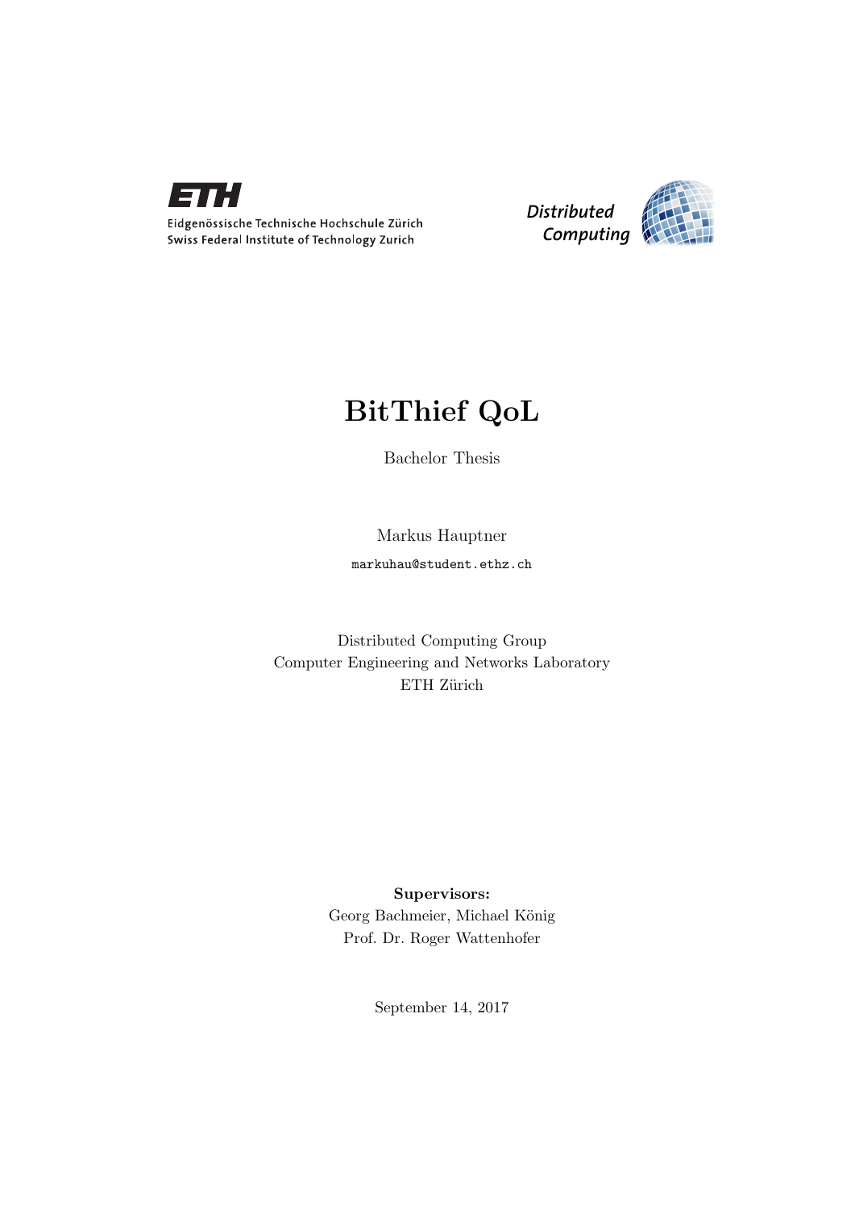ETH

Eidgenössische Technische Hochschule Zürich
Swiss Federal Institute of Technology Zurich

*Distributed Computing*

# BitThief QoL

Bachelor Thesis

Markus Hauptner

`markuhau@student.ethz.ch`

Distributed Computing Group
Computer Engineering and Networks Laboratory
ETH Zürich

**Supervisors:**
Georg Bachmeier, Michael König
Prof. Dr. Roger Wattenhofer

September 14, 2017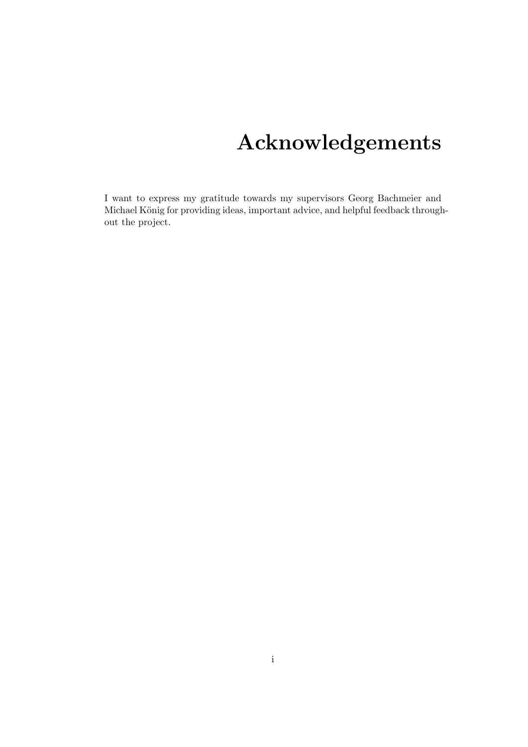# Acknowledgements

I want to express my gratitude towards my supervisors Georg Bachmeier and Michael König for providing ideas, important advice, and helpful feedback throughout the project.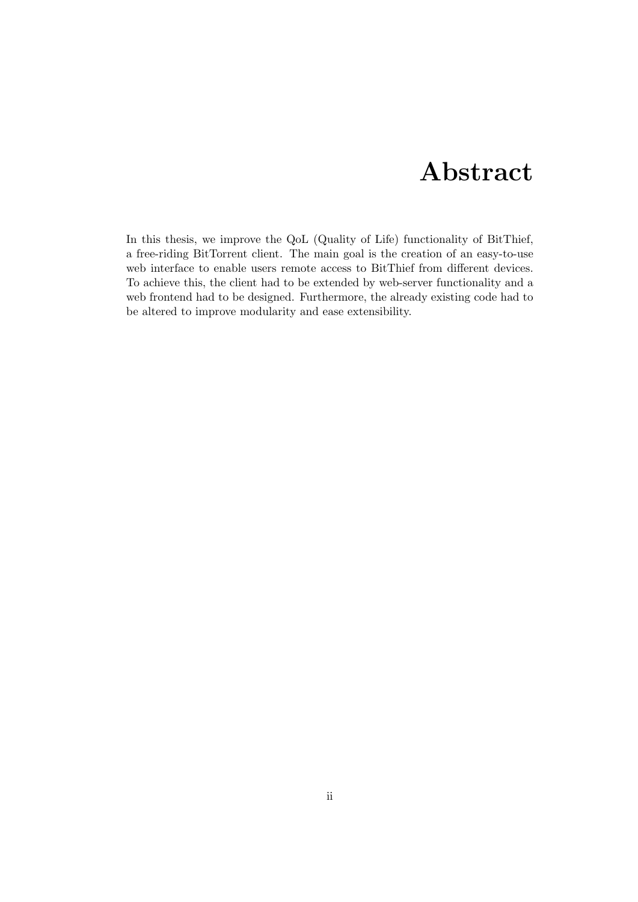# Abstract

In this thesis, we improve the QoL (Quality of Life) functionality of BitThief, a free-riding BitTorrent client. The main goal is the creation of an easy-to-use web interface to enable users remote access to BitThief from different devices. To achieve this, the client had to be extended by web-server functionality and a web frontend had to be designed. Furthermore, the already existing code had to be altered to improve modularity and ease extensibility.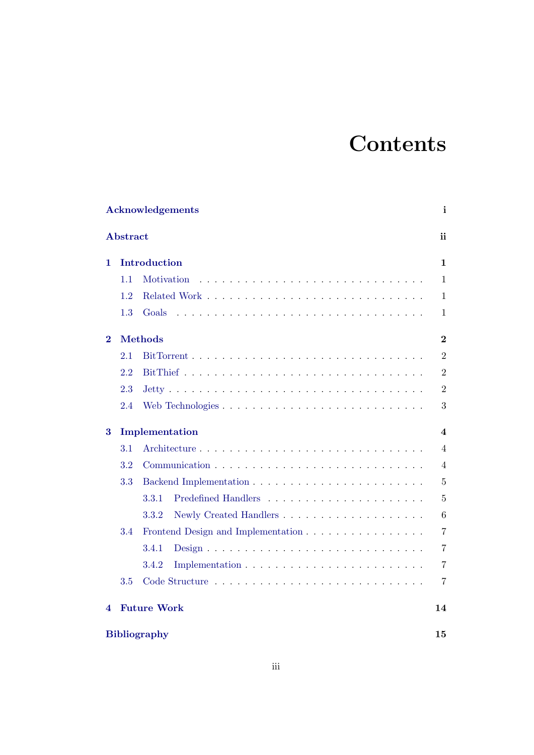# Contents

**Acknowledgements** ... **i**

**Abstract** ... **ii**

**1 Introduction** ... **1**
- 1.1 Motivation ... 1
- 1.2 Related Work ... 1
- 1.3 Goals ... 1

**2 Methods** ... **2**
- 2.1 BitTorrent ... 2
- 2.2 BitThief ... 2
- 2.3 Jetty ... 2
- 2.4 Web Technologies ... 3

**3 Implementation** ... **4**
- 3.1 Architecture ... 4
- 3.2 Communication ... 4
- 3.3 Backend Implementation ... 5
  - 3.3.1 Predefined Handlers ... 5
  - 3.3.2 Newly Created Handlers ... 6
- 3.4 Frontend Design and Implementation ... 7
  - 3.4.1 Design ... 7
  - 3.4.2 Implementation ... 7
- 3.5 Code Structure ... 7

**4 Future Work** ... **14**

**Bibliography** ... **15**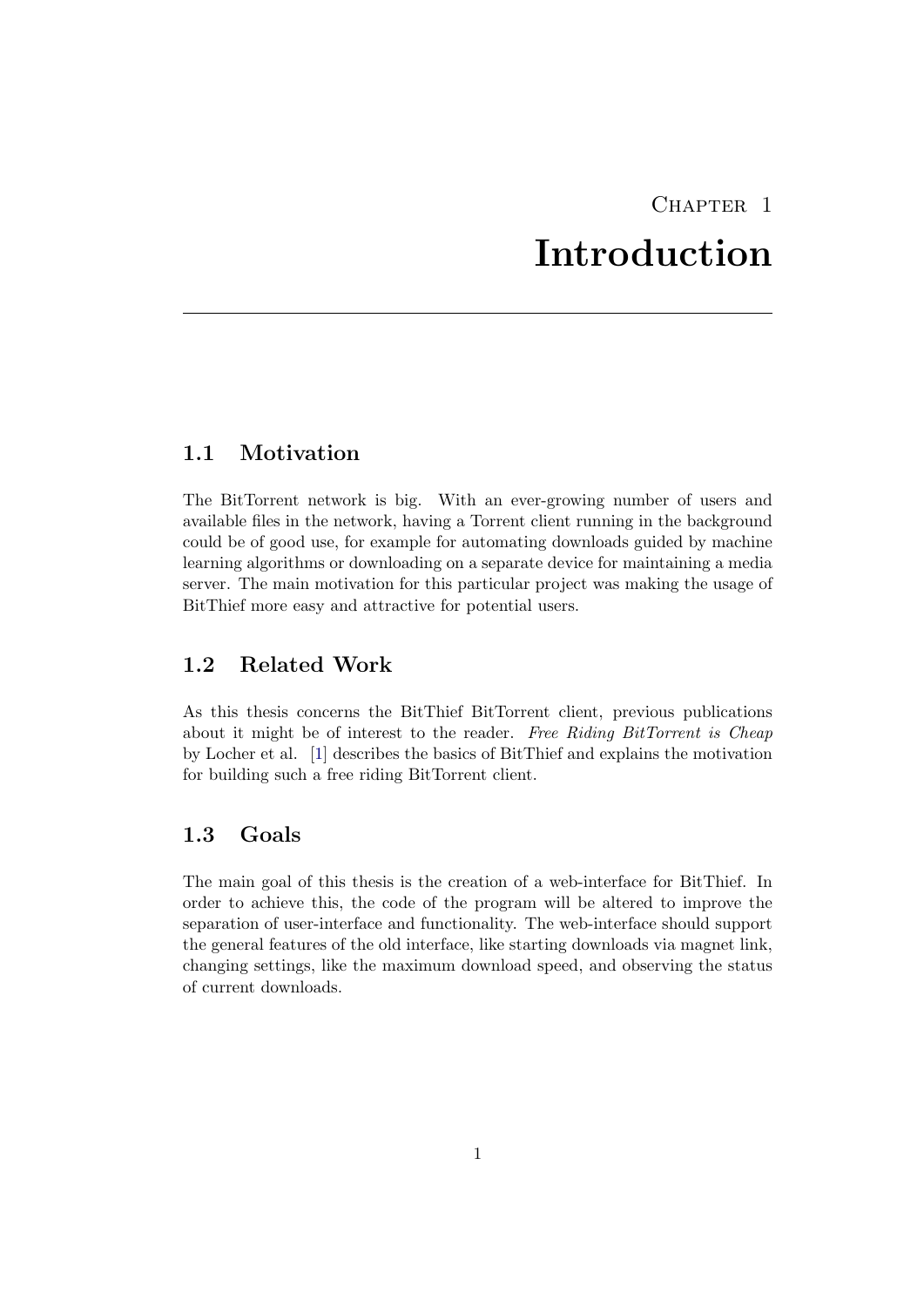# Chapter 1
# Introduction

## 1.1 Motivation

The BitTorrent network is big. With an ever-growing number of users and available files in the network, having a Torrent client running in the background could be of good use, for example for automating downloads guided by machine learning algorithms or downloading on a separate device for maintaining a media server. The main motivation for this particular project was making the usage of BitThief more easy and attractive for potential users.

## 1.2 Related Work

As this thesis concerns the BitThief BitTorrent client, previous publications about it might be of interest to the reader. *Free Riding BitTorrent is Cheap* by Locher et al. [1] describes the basics of BitThief and explains the motivation for building such a free riding BitTorrent client.

## 1.3 Goals

The main goal of this thesis is the creation of a web-interface for BitThief. In order to achieve this, the code of the program will be altered to improve the separation of user-interface and functionality. The web-interface should support the general features of the old interface, like starting downloads via magnet link, changing settings, like the maximum download speed, and observing the status of current downloads.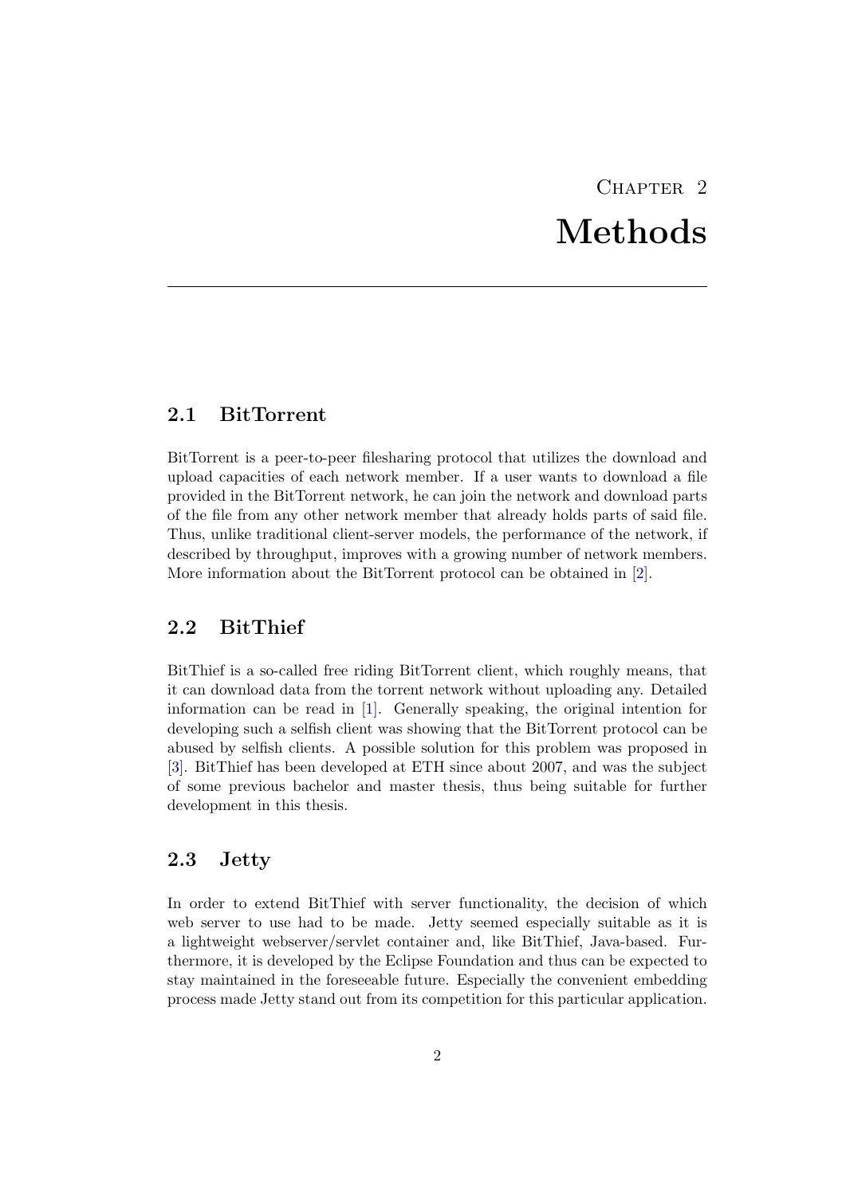# Chapter 2
# Methods

## 2.1 BitTorrent

BitTorrent is a peer-to-peer filesharing protocol that utilizes the download and upload capacities of each network member. If a user wants to download a file provided in the BitTorrent network, he can join the network and download parts of the file from any other network member that already holds parts of said file. Thus, unlike traditional client-server models, the performance of the network, if described by throughput, improves with a growing number of network members. More information about the BitTorrent protocol can be obtained in [2].

## 2.2 BitThief

BitThief is a so-called free riding BitTorrent client, which roughly means, that it can download data from the torrent network without uploading any. Detailed information can be read in [1]. Generally speaking, the original intention for developing such a selfish client was showing that the BitTorrent protocol can be abused by selfish clients. A possible solution for this problem was proposed in [3]. BitThief has been developed at ETH since about 2007, and was the subject of some previous bachelor and master thesis, thus being suitable for further development in this thesis.

## 2.3 Jetty

In order to extend BitThief with server functionality, the decision of which web server to use had to be made. Jetty seemed especially suitable as it is a lightweight webserver/servlet container and, like BitThief, Java-based. Furthermore, it is developed by the Eclipse Foundation and thus can be expected to stay maintained in the foreseeable future. Especially the convenient embedding process made Jetty stand out from its competition for this particular application.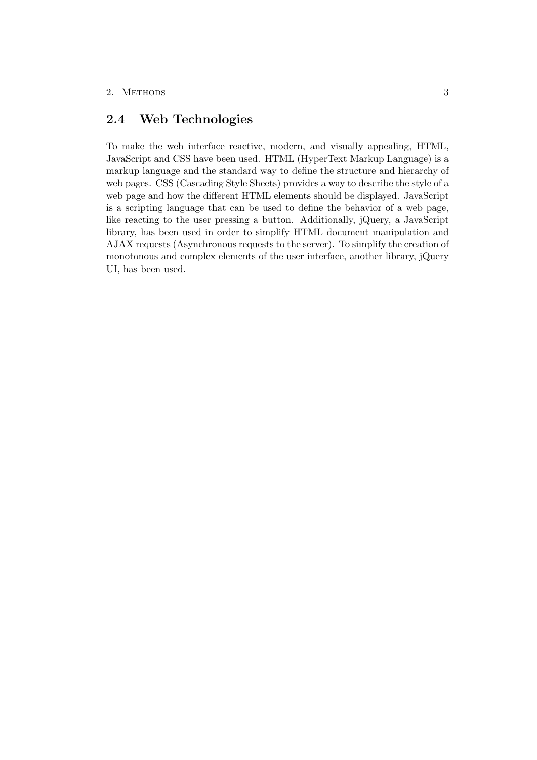## 2.4 Web Technologies

To make the web interface reactive, modern, and visually appealing, HTML, JavaScript and CSS have been used. HTML (HyperText Markup Language) is a markup language and the standard way to define the structure and hierarchy of web pages. CSS (Cascading Style Sheets) provides a way to describe the style of a web page and how the different HTML elements should be displayed. JavaScript is a scripting language that can be used to define the behavior of a web page, like reacting to the user pressing a button. Additionally, jQuery, a JavaScript library, has been used in order to simplify HTML document manipulation and AJAX requests (Asynchronous requests to the server). To simplify the creation of monotonous and complex elements of the user interface, another library, jQuery UI, has been used.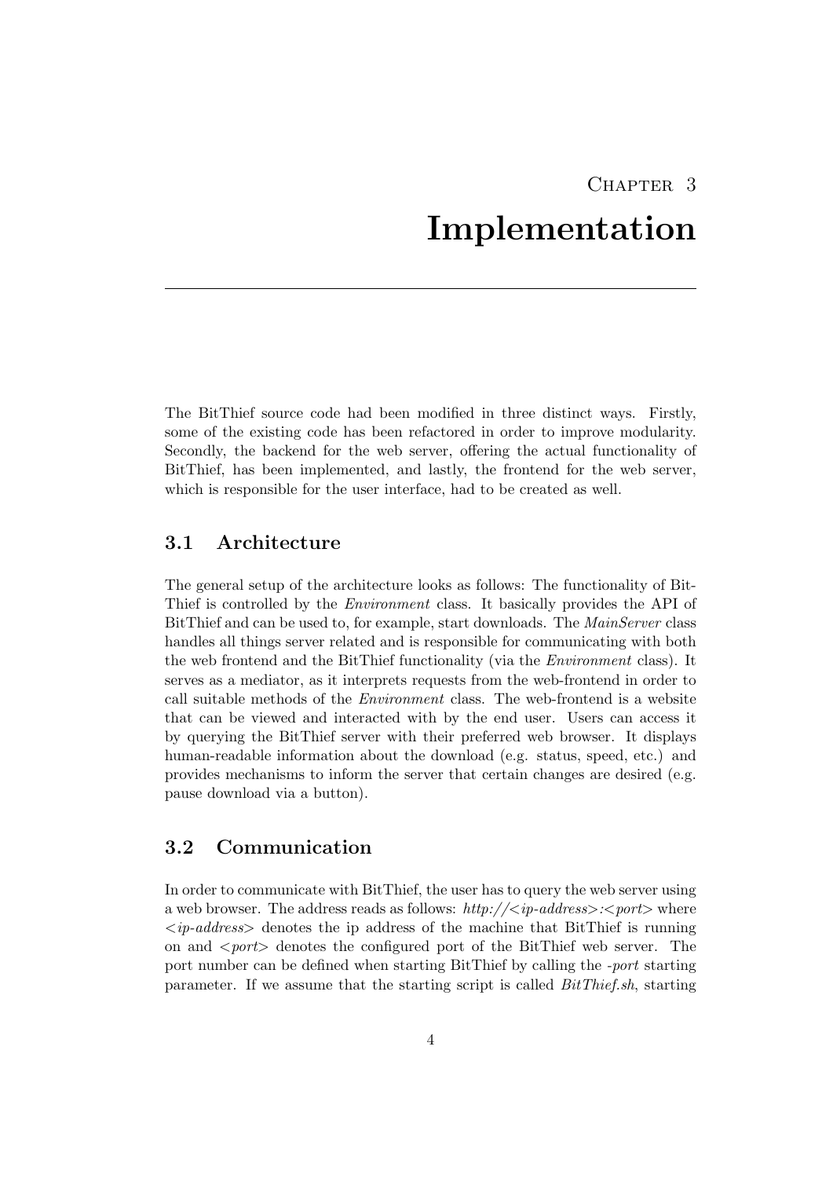# Chapter 3
# Implementation

The BitThief source code had been modified in three distinct ways. Firstly, some of the existing code has been refactored in order to improve modularity. Secondly, the backend for the web server, offering the actual functionality of BitThief, has been implemented, and lastly, the frontend for the web server, which is responsible for the user interface, had to be created as well.

## 3.1 Architecture

The general setup of the architecture looks as follows: The functionality of BitThief is controlled by the *Environment* class. It basically provides the API of BitThief and can be used to, for example, start downloads. The *MainServer* class handles all things server related and is responsible for communicating with both the web frontend and the BitThief functionality (via the *Environment* class). It serves as a mediator, as it interprets requests from the web-frontend in order to call suitable methods of the *Environment* class. The web-frontend is a website that can be viewed and interacted with by the end user. Users can access it by querying the BitThief server with their preferred web browser. It displays human-readable information about the download (e.g. status, speed, etc.) and provides mechanisms to inform the server that certain changes are desired (e.g. pause download via a button).

## 3.2 Communication

In order to communicate with BitThief, the user has to query the web server using a web browser. The address reads as follows: *http://<ip-address>:<port>* where *<ip-address>* denotes the ip address of the machine that BitThief is running on and *<port>* denotes the configured port of the BitThief web server. The port number can be defined when starting BitThief by calling the *-port* starting parameter. If we assume that the starting script is called *BitThief.sh*, starting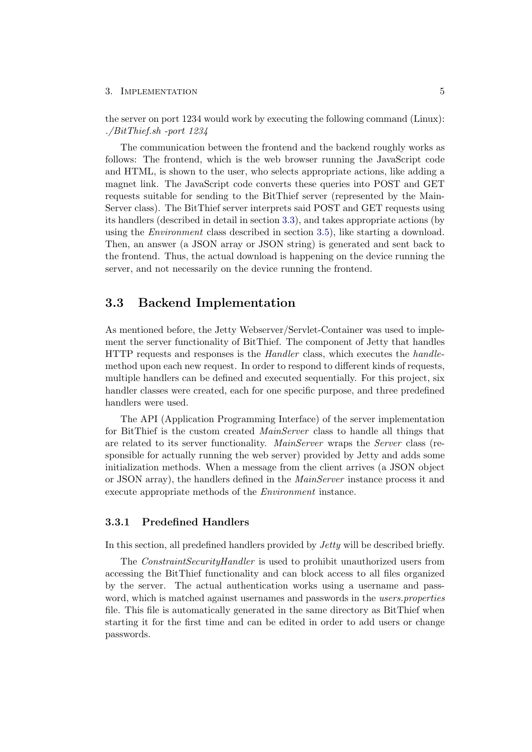the server on port 1234 would work by executing the following command (Linux): *./BitThief.sh -port 1234*

The communication between the frontend and the backend roughly works as follows: The frontend, which is the web browser running the JavaScript code and HTML, is shown to the user, who selects appropriate actions, like adding a magnet link. The JavaScript code converts these queries into POST and GET requests suitable for sending to the BitThief server (represented by the MainServer class). The BitThief server interprets said POST and GET requests using its handlers (described in detail in section 3.3), and takes appropriate actions (by using the *Environment* class described in section 3.5), like starting a download. Then, an answer (a JSON array or JSON string) is generated and sent back to the frontend. Thus, the actual download is happening on the device running the server, and not necessarily on the device running the frontend.

## 3.3 Backend Implementation

As mentioned before, the Jetty Webserver/Servlet-Container was used to implement the server functionality of BitThief. The component of Jetty that handles HTTP requests and responses is the *Handler* class, which executes the *handle*-method upon each new request. In order to respond to different kinds of requests, multiple handlers can be defined and executed sequentially. For this project, six handler classes were created, each for one specific purpose, and three predefined handlers were used.

The API (Application Programming Interface) of the server implementation for BitThief is the custom created *MainServer* class to handle all things that are related to its server functionality. *MainServer* wraps the *Server* class (responsible for actually running the web server) provided by Jetty and adds some initialization methods. When a message from the client arrives (a JSON object or JSON array), the handlers defined in the *MainServer* instance process it and execute appropriate methods of the *Environment* instance.

### 3.3.1 Predefined Handlers

In this section, all predefined handlers provided by *Jetty* will be described briefly.

The *ConstraintSecurityHandler* is used to prohibit unauthorized users from accessing the BitThief functionality and can block access to all files organized by the server. The actual authentication works using a username and password, which is matched against usernames and passwords in the *users.properties* file. This file is automatically generated in the same directory as BitThief when starting it for the first time and can be edited in order to add users or change passwords.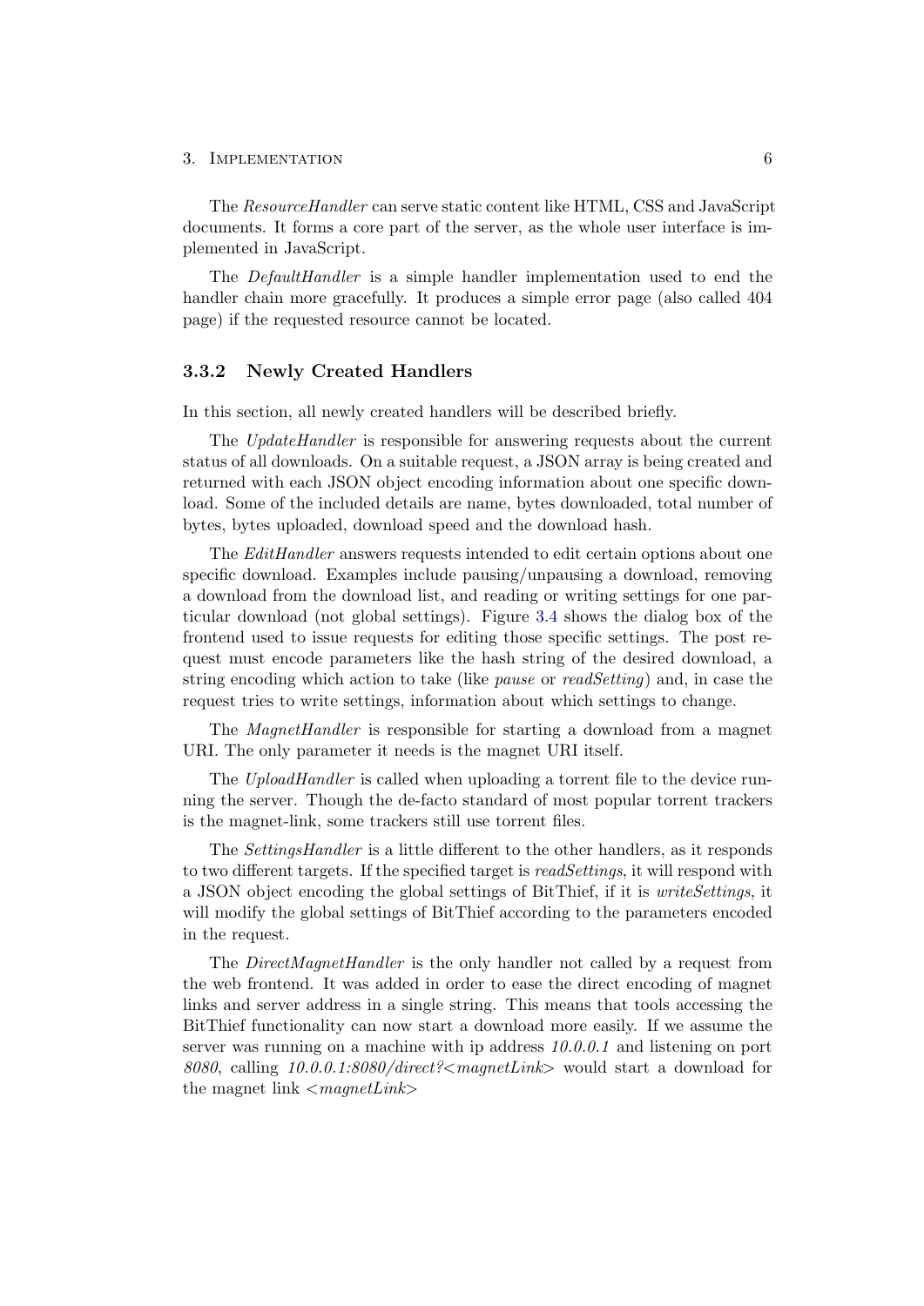The *ResourceHandler* can serve static content like HTML, CSS and JavaScript documents. It forms a core part of the server, as the whole user interface is implemented in JavaScript.

The *DefaultHandler* is a simple handler implementation used to end the handler chain more gracefully. It produces a simple error page (also called 404 page) if the requested resource cannot be located.

### 3.3.2 Newly Created Handlers

In this section, all newly created handlers will be described briefly.

The *UpdateHandler* is responsible for answering requests about the current status of all downloads. On a suitable request, a JSON array is being created and returned with each JSON object encoding information about one specific download. Some of the included details are name, bytes downloaded, total number of bytes, bytes uploaded, download speed and the download hash.

The *EditHandler* answers requests intended to edit certain options about one specific download. Examples include pausing/unpausing a download, removing a download from the download list, and reading or writing settings for one particular download (not global settings). Figure 3.4 shows the dialog box of the frontend used to issue requests for editing those specific settings. The post request must encode parameters like the hash string of the desired download, a string encoding which action to take (like *pause* or *readSetting*) and, in case the request tries to write settings, information about which settings to change.

The *MagnetHandler* is responsible for starting a download from a magnet URI. The only parameter it needs is the magnet URI itself.

The *UploadHandler* is called when uploading a torrent file to the device running the server. Though the de-facto standard of most popular torrent trackers is the magnet-link, some trackers still use torrent files.

The *SettingsHandler* is a little different to the other handlers, as it responds to two different targets. If the specified target is *readSettings*, it will respond with a JSON object encoding the global settings of BitThief, if it is *writeSettings*, it will modify the global settings of BitThief according to the parameters encoded in the request.

The *DirectMagnetHandler* is the only handler not called by a request from the web frontend. It was added in order to ease the direct encoding of magnet links and server address in a single string. This means that tools accessing the BitThief functionality can now start a download more easily. If we assume the server was running on a machine with ip address *10.0.0.1* and listening on port *8080*, calling *10.0.0.1:8080/direct?<magnetLink>* would start a download for the magnet link *<magnetLink>*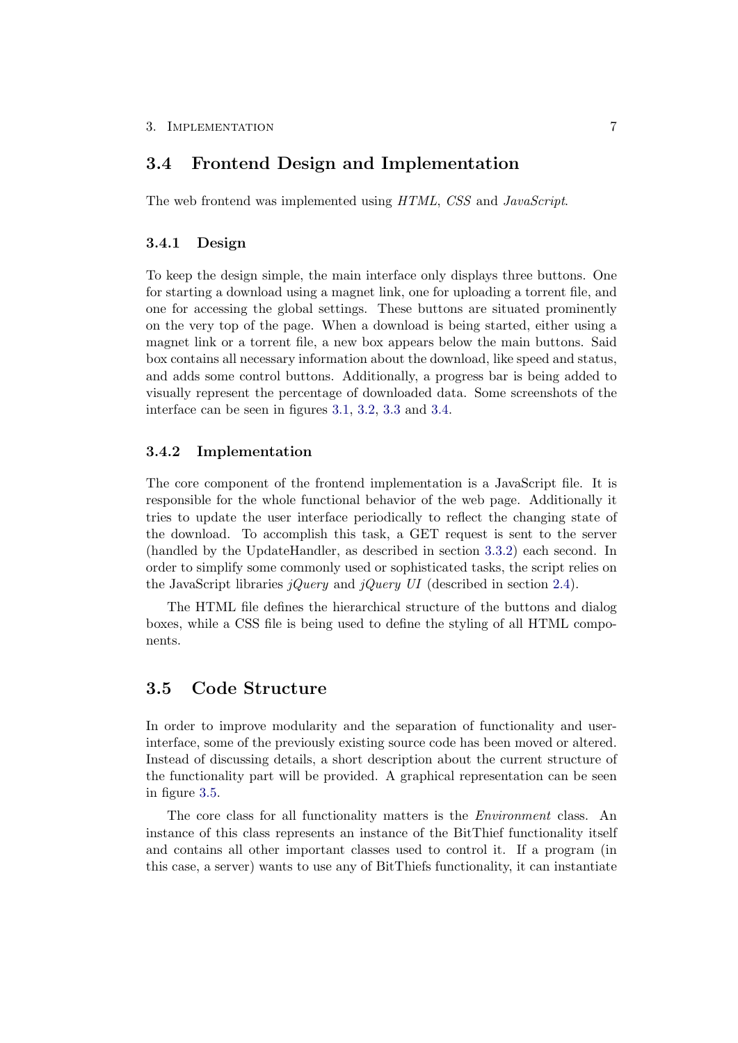## 3.4 Frontend Design and Implementation

The web frontend was implemented using *HTML*, *CSS* and *JavaScript*.

### 3.4.1 Design

To keep the design simple, the main interface only displays three buttons. One for starting a download using a magnet link, one for uploading a torrent file, and one for accessing the global settings. These buttons are situated prominently on the very top of the page. When a download is being started, either using a magnet link or a torrent file, a new box appears below the main buttons. Said box contains all necessary information about the download, like speed and status, and adds some control buttons. Additionally, a progress bar is being added to visually represent the percentage of downloaded data. Some screenshots of the interface can be seen in figures 3.1, 3.2, 3.3 and 3.4.

### 3.4.2 Implementation

The core component of the frontend implementation is a JavaScript file. It is responsible for the whole functional behavior of the web page. Additionally it tries to update the user interface periodically to reflect the changing state of the download. To accomplish this task, a GET request is sent to the server (handled by the UpdateHandler, as described in section 3.3.2) each second. In order to simplify some commonly used or sophisticated tasks, the script relies on the JavaScript libraries *jQuery* and *jQuery UI* (described in section 2.4).

The HTML file defines the hierarchical structure of the buttons and dialog boxes, while a CSS file is being used to define the styling of all HTML components.

## 3.5 Code Structure

In order to improve modularity and the separation of functionality and user-interface, some of the previously existing source code has been moved or altered. Instead of discussing details, a short description about the current structure of the functionality part will be provided. A graphical representation can be seen in figure 3.5.

The core class for all functionality matters is the *Environment* class. An instance of this class represents an instance of the BitThief functionality itself and contains all other important classes used to control it. If a program (in this case, a server) wants to use any of BitThiefs functionality, it can instantiate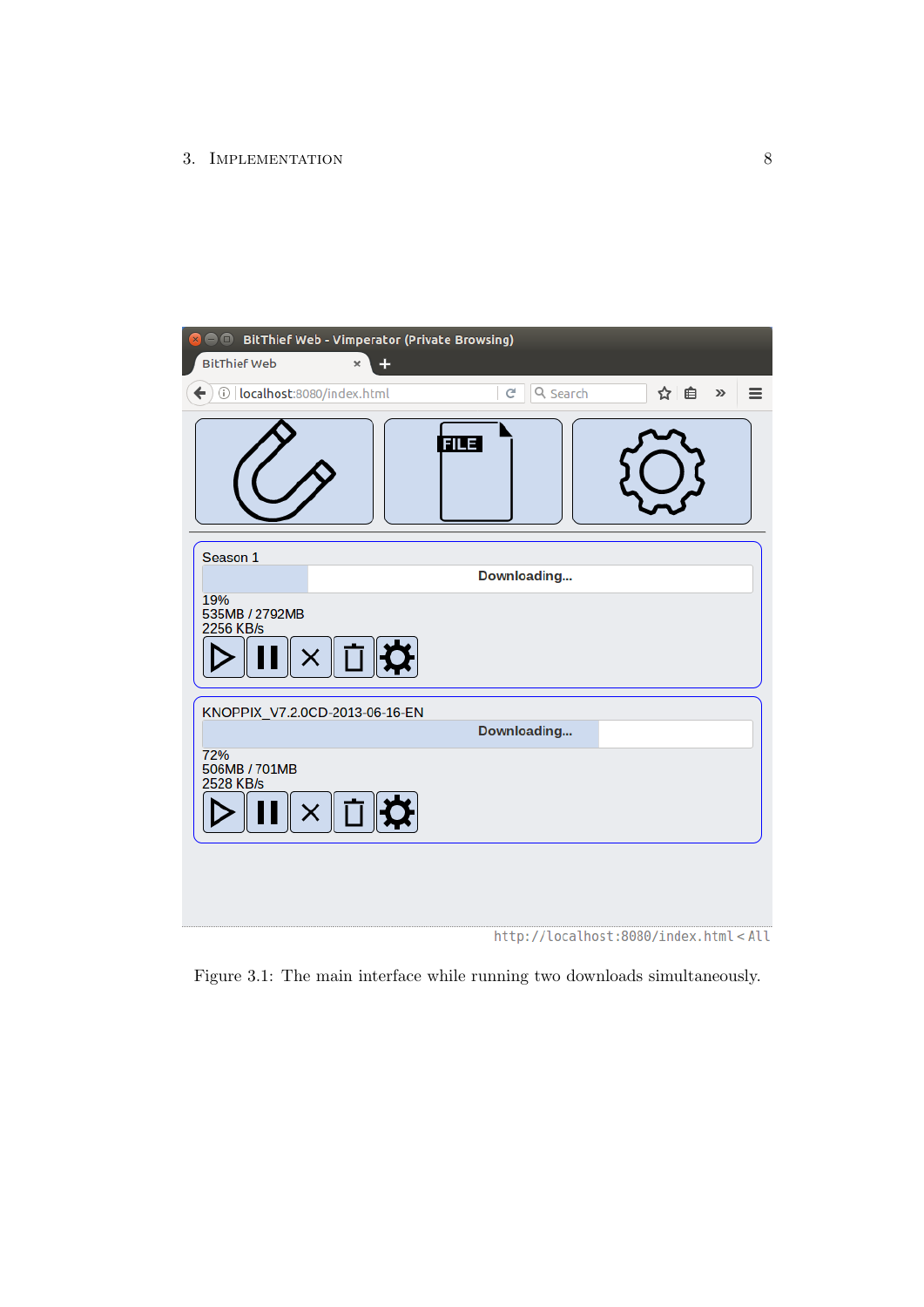Figure 3.1: The main interface while running two downloads simultaneously.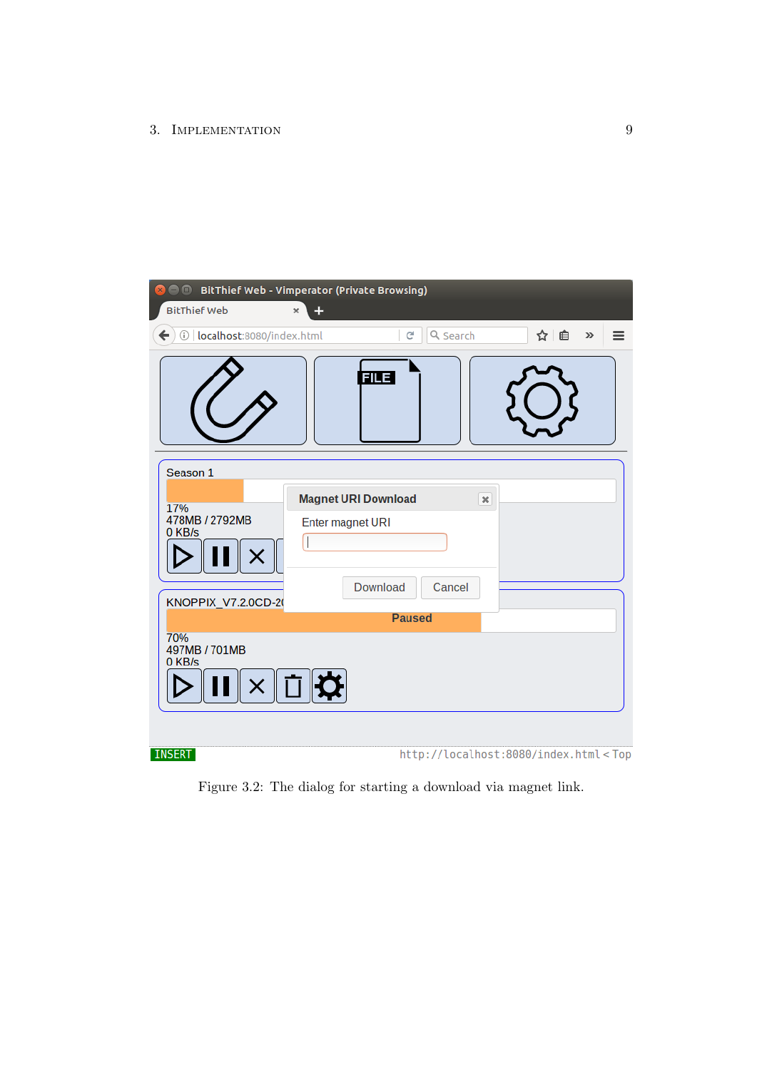Figure 3.2: The dialog for starting a download via magnet link.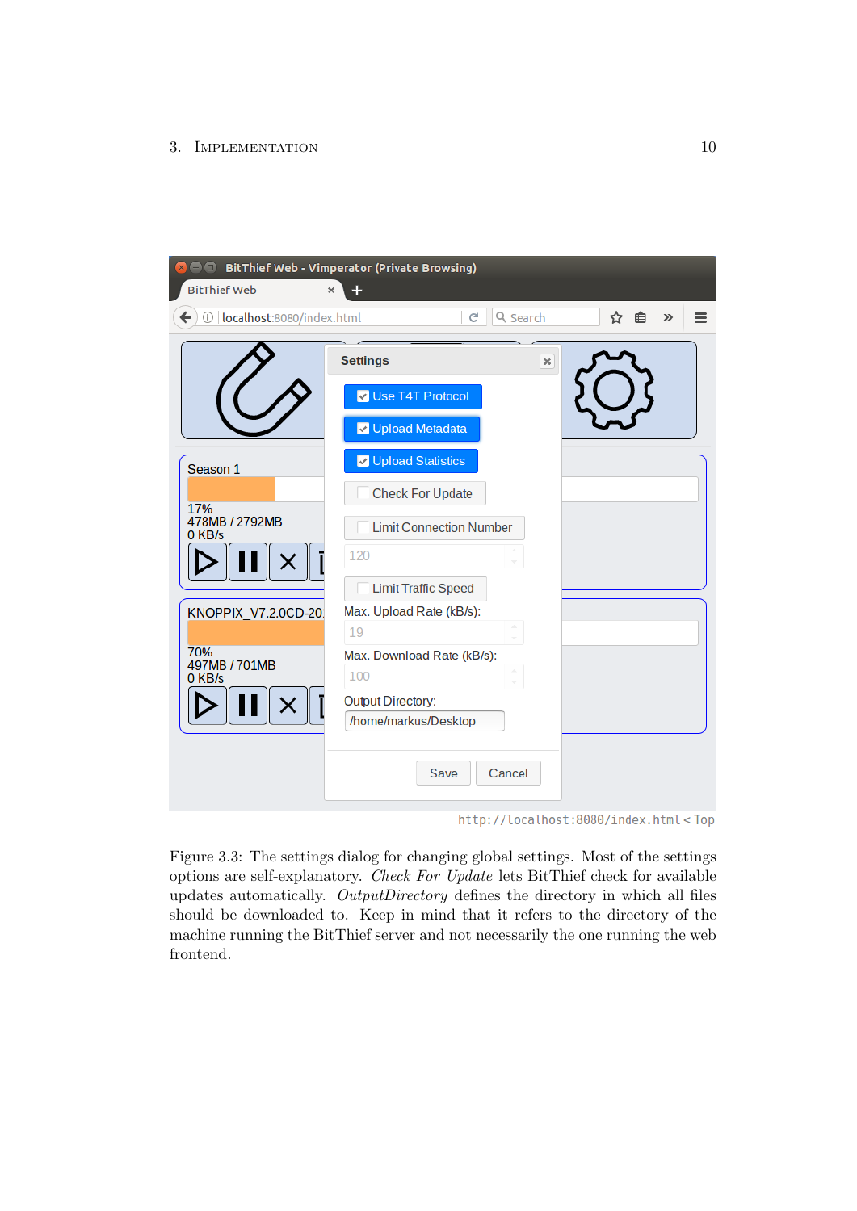Figure 3.3: The settings dialog for changing global settings. Most of the settings options are self-explanatory. *Check For Update* lets BitThief check for available updates automatically. *OutputDirectory* defines the directory in which all files should be downloaded to. Keep in mind that it refers to the directory of the machine running the BitThief server and not necessarily the one running the web frontend.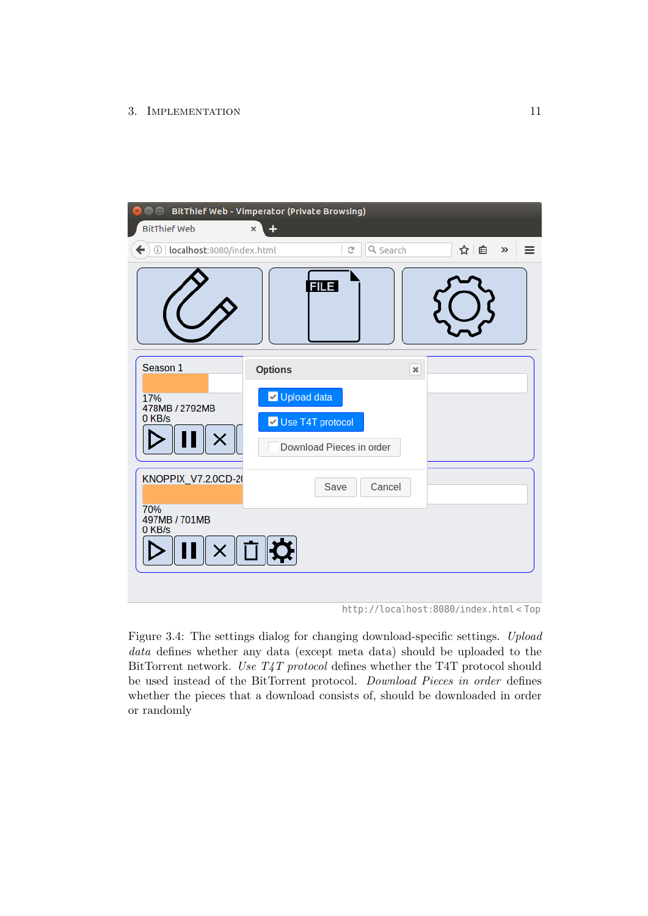Figure 3.4: The settings dialog for changing download-specific settings. *Upload data* defines whether any data (except meta data) should be uploaded to the BitTorrent network. *Use T4T protocol* defines whether the T4T protocol should be used instead of the BitTorrent protocol. *Download Pieces in order* defines whether the pieces that a download consists of, should be downloaded in order or randomly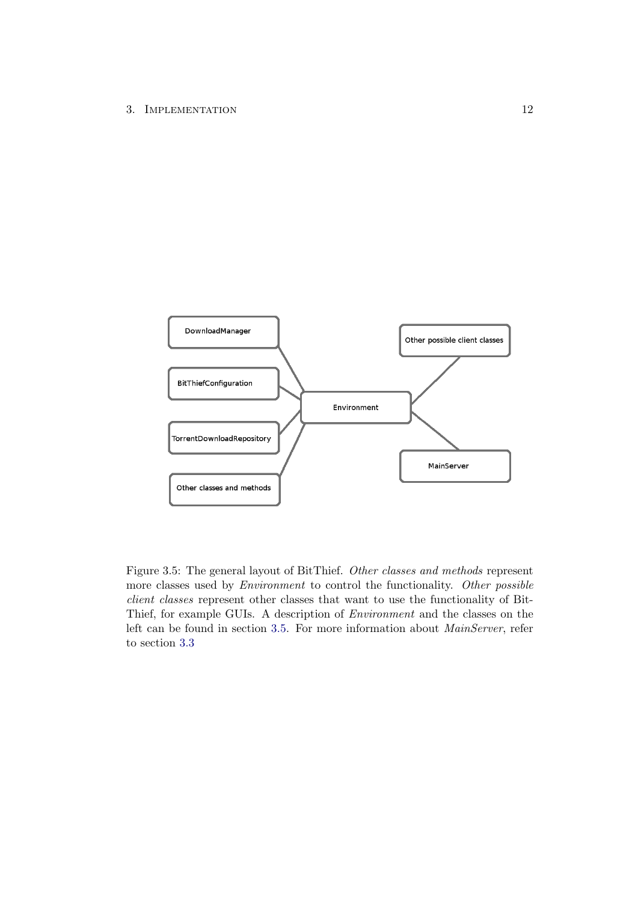Figure 3.5: The general layout of BitThief. *Other classes and methods* represent more classes used by *Environment* to control the functionality. *Other possible client classes* represent other classes that want to use the functionality of BitThief, for example GUIs. A description of *Environment* and the classes on the left can be found in section 3.5. For more information about *MainServer*, refer to section 3.3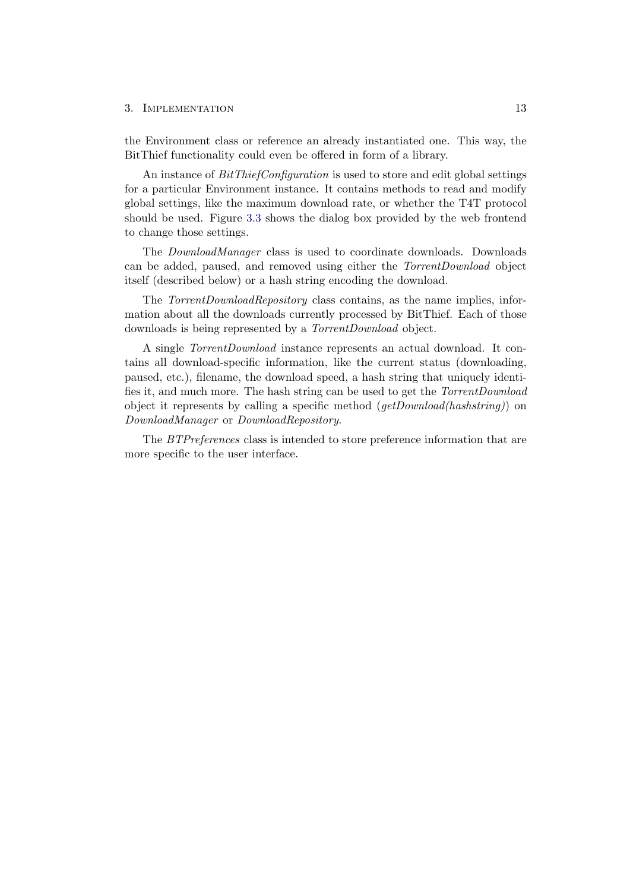the Environment class or reference an already instantiated one. This way, the BitThief functionality could even be offered in form of a library.

An instance of *BitThiefConfiguration* is used to store and edit global settings for a particular Environment instance. It contains methods to read and modify global settings, like the maximum download rate, or whether the T4T protocol should be used. Figure 3.3 shows the dialog box provided by the web frontend to change those settings.

The *DownloadManager* class is used to coordinate downloads. Downloads can be added, paused, and removed using either the *TorrentDownload* object itself (described below) or a hash string encoding the download.

The *TorrentDownloadRepository* class contains, as the name implies, information about all the downloads currently processed by BitThief. Each of those downloads is being represented by a *TorrentDownload* object.

A single *TorrentDownload* instance represents an actual download. It contains all download-specific information, like the current status (downloading, paused, etc.), filename, the download speed, a hash string that uniquely identifies it, and much more. The hash string can be used to get the *TorrentDownload* object it represents by calling a specific method (*getDownload(hashstring)*) on *DownloadManager* or *DownloadRepository*.

The *BTPreferences* class is intended to store preference information that are more specific to the user interface.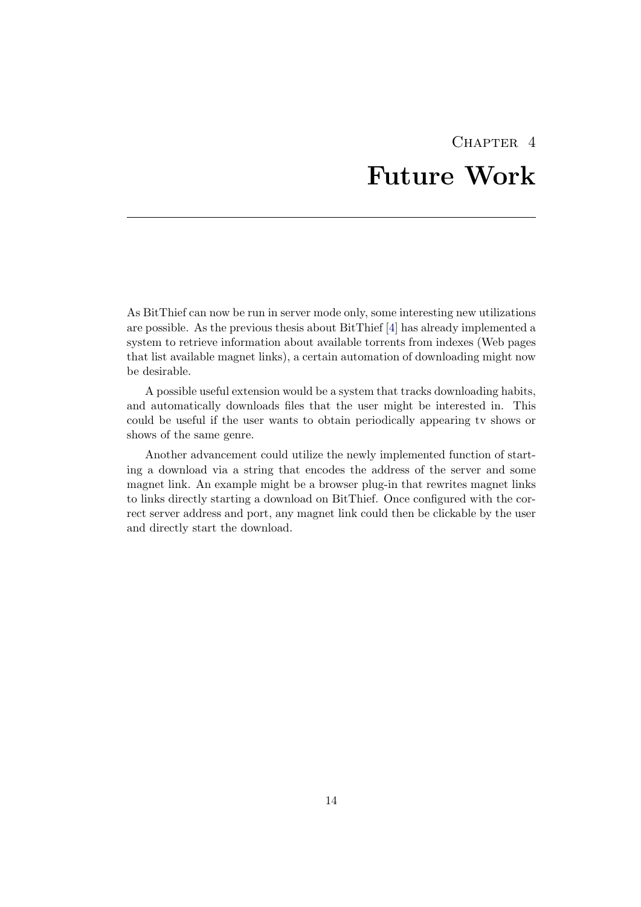# Chapter 4
# Future Work

As BitThief can now be run in server mode only, some interesting new utilizations are possible. As the previous thesis about BitThief [4] has already implemented a system to retrieve information about available torrents from indexes (Web pages that list available magnet links), a certain automation of downloading might now be desirable.

A possible useful extension would be a system that tracks downloading habits, and automatically downloads files that the user might be interested in. This could be useful if the user wants to obtain periodically appearing tv shows or shows of the same genre.

Another advancement could utilize the newly implemented function of starting a download via a string that encodes the address of the server and some magnet link. An example might be a browser plug-in that rewrites magnet links to links directly starting a download on BitThief. Once configured with the correct server address and port, any magnet link could then be clickable by the user and directly start the download.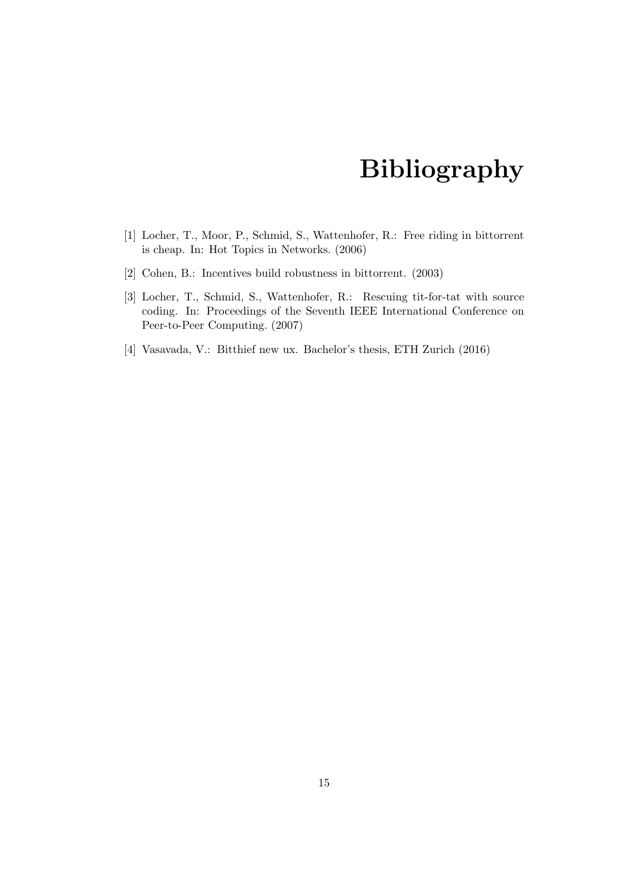# Bibliography

[1] Locher, T., Moor, P., Schmid, S., Wattenhofer, R.: Free riding in bittorrent is cheap. In: Hot Topics in Networks. (2006)

[2] Cohen, B.: Incentives build robustness in bittorrent. (2003)

[3] Locher, T., Schmid, S., Wattenhofer, R.: Rescuing tit-for-tat with source coding. In: Proceedings of the Seventh IEEE International Conference on Peer-to-Peer Computing. (2007)

[4] Vasavada, V.: Bitthief new ux. Bachelor's thesis, ETH Zurich (2016)